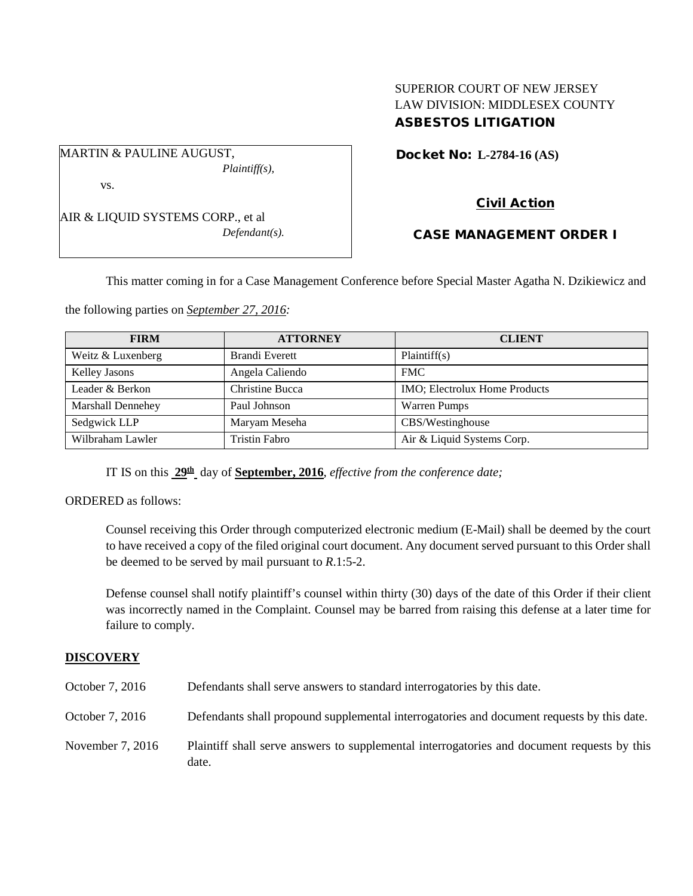SUPERIOR COURT OF NEW JERSEY
LAW DIVISION: MIDDLESEX COUNTY
**ASBESTOS LITIGATION**

MARTIN & PAULINE AUGUST,
*Plaintiff(s),*

vs.

AIR & LIQUID SYSTEMS CORP., et al
*Defendant(s).*

**Docket No: L-2784-16 (AS)**

**Civil Action**

**CASE MANAGEMENT ORDER I**

This matter coming in for a Case Management Conference before Special Master Agatha N. Dzikiewicz and the following parties on *September 27, 2016:*

| FIRM | ATTORNEY | CLIENT |
|---|---|---|
| Weitz & Luxenberg | Brandi Everett | Plaintiff(s) |
| Kelley Jasons | Angela Caliendo | FMC |
| Leader & Berkon | Christine Bucca | IMO; Electrolux Home Products |
| Marshall Dennehey | Paul Johnson | Warren Pumps |
| Sedgwick LLP | Maryam Meseha | CBS/Westinghouse |
| Wilbraham Lawler | Tristin Fabro | Air & Liquid Systems Corp. |

IT IS on this **29th** day of **September, 2016**, *effective from the conference date;*

ORDERED as follows:

Counsel receiving this Order through computerized electronic medium (E-Mail) shall be deemed by the court to have received a copy of the filed original court document. Any document served pursuant to this Order shall be deemed to be served by mail pursuant to *R*.1:5-2.

Defense counsel shall notify plaintiff's counsel within thirty (30) days of the date of this Order if their client was incorrectly named in the Complaint. Counsel may be barred from raising this defense at a later time for failure to comply.

**DISCOVERY**

October 7, 2016 — Defendants shall serve answers to standard interrogatories by this date.

October 7, 2016 — Defendants shall propound supplemental interrogatories and document requests by this date.

November 7, 2016 — Plaintiff shall serve answers to supplemental interrogatories and document requests by this date.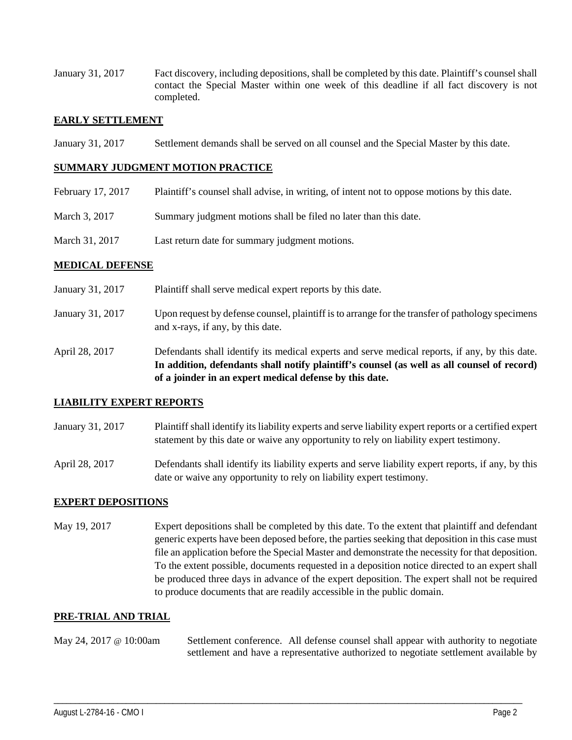January 31, 2017 Fact discovery, including depositions, shall be completed by this date. Plaintiff's counsel shall contact the Special Master within one week of this deadline if all fact discovery is not completed.

## EARLY SETTLEMENT

January 31, 2017 Settlement demands shall be served on all counsel and the Special Master by this date.

## SUMMARY JUDGMENT MOTION PRACTICE

February 17, 2017 Plaintiff's counsel shall advise, in writing, of intent not to oppose motions by this date.

March 3, 2017 Summary judgment motions shall be filed no later than this date.

March 31, 2017 Last return date for summary judgment motions.

## MEDICAL DEFENSE

January 31, 2017 Plaintiff shall serve medical expert reports by this date.

January 31, 2017 Upon request by defense counsel, plaintiff is to arrange for the transfer of pathology specimens and x-rays, if any, by this date.

April 28, 2017 Defendants shall identify its medical experts and serve medical reports, if any, by this date. **In addition, defendants shall notify plaintiff's counsel (as well as all counsel of record) of a joinder in an expert medical defense by this date.**

## LIABILITY EXPERT REPORTS

January 31, 2017 Plaintiff shall identify its liability experts and serve liability expert reports or a certified expert statement by this date or waive any opportunity to rely on liability expert testimony.

April 28, 2017 Defendants shall identify its liability experts and serve liability expert reports, if any, by this date or waive any opportunity to rely on liability expert testimony.

## EXPERT DEPOSITIONS

May 19, 2017 Expert depositions shall be completed by this date. To the extent that plaintiff and defendant generic experts have been deposed before, the parties seeking that deposition in this case must file an application before the Special Master and demonstrate the necessity for that deposition. To the extent possible, documents requested in a deposition notice directed to an expert shall be produced three days in advance of the expert deposition. The expert shall not be required to produce documents that are readily accessible in the public domain.

## PRE-TRIAL AND TRIAL

May 24, 2017 @ 10:00am Settlement conference. All defense counsel shall appear with authority to negotiate settlement and have a representative authorized to negotiate settlement available by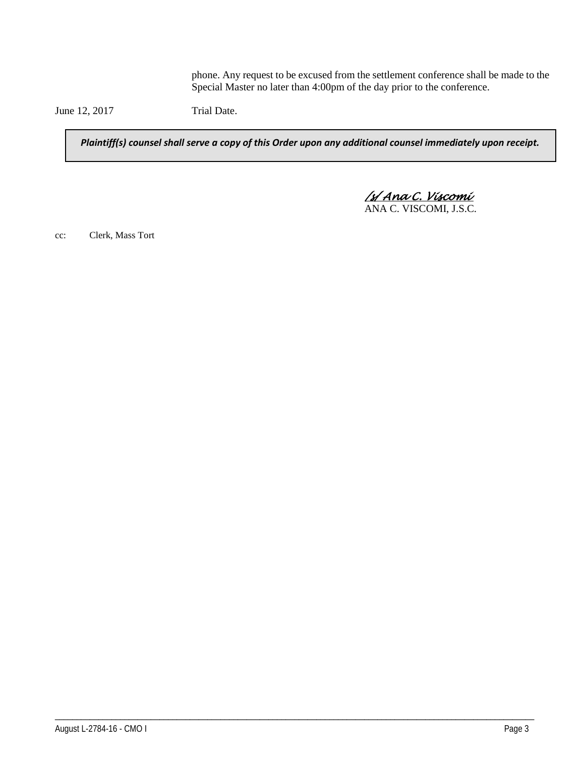| | |
|---|---|
| | phone. Any request to be excused from the settlement conference shall be made to the Special Master no later than 4:00pm of the day prior to the conference. |
| June 12, 2017 | Trial Date. |

***Plaintiff(s) counsel shall serve a copy of this Order upon any additional counsel immediately upon receipt.***

*/s/ Ana C. Viscomi*
ANA C. VISCOMI, J.S.C.

cc: Clerk, Mass Tort